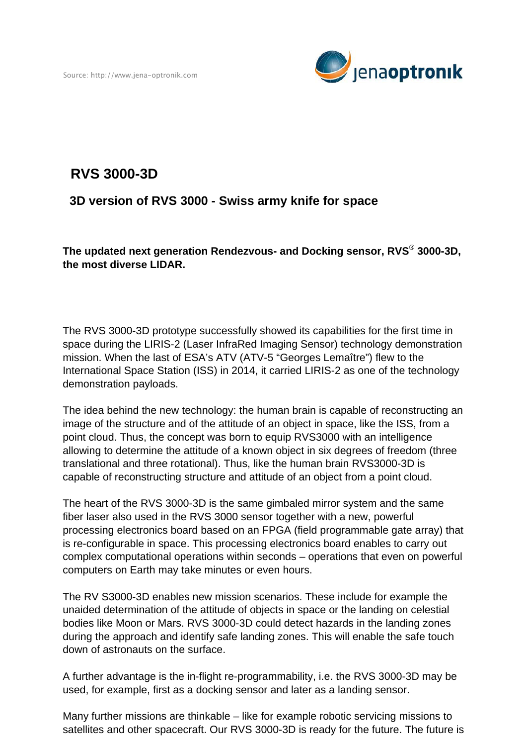Source: http://www.jena-optronik.com

# RVS 3000-3D

## 3D version of RVS 3000 - Swiss army knife for space

**The updated next generation Rendezvous- and Docking sensor, RVS® 3000-3D, the most diverse LIDAR.**

The RVS 3000-3D prototype successfully showed its capabilities for the first time in space during the LIRIS-2 (Laser InfraRed Imaging Sensor) technology demonstration mission. When the last of ESA's ATV (ATV-5 "Georges Lemaître") flew to the International Space Station (ISS) in 2014, it carried LIRIS-2 as one of the technology demonstration payloads.

The idea behind the new technology: the human brain is capable of reconstructing an image of the structure and of the attitude of an object in space, like the ISS, from a point cloud. Thus, the concept was born to equip RVS3000 with an intelligence allowing to determine the attitude of a known object in six degrees of freedom (three translational and three rotational). Thus, like the human brain RVS3000-3D is capable of reconstructing structure and attitude of an object from a point cloud.

The heart of the RVS 3000-3D is the same gimbaled mirror system and the same fiber laser also used in the RVS 3000 sensor together with a new, powerful processing electronics board based on an FPGA (field programmable gate array) that is re-configurable in space. This processing electronics board enables to carry out complex computational operations within seconds – operations that even on powerful computers on Earth may take minutes or even hours.

The RV S3000-3D enables new mission scenarios. These include for example the unaided determination of the attitude of objects in space or the landing on celestial bodies like Moon or Mars. RVS 3000-3D could detect hazards in the landing zones during the approach and identify safe landing zones. This will enable the safe touch down of astronauts on the surface.

A further advantage is the in-flight re-programmability, i.e. the RVS 3000-3D may be used, for example, first as a docking sensor and later as a landing sensor.

Many further missions are thinkable – like for example robotic servicing missions to satellites and other spacecraft. Our RVS 3000-3D is ready for the future. The future is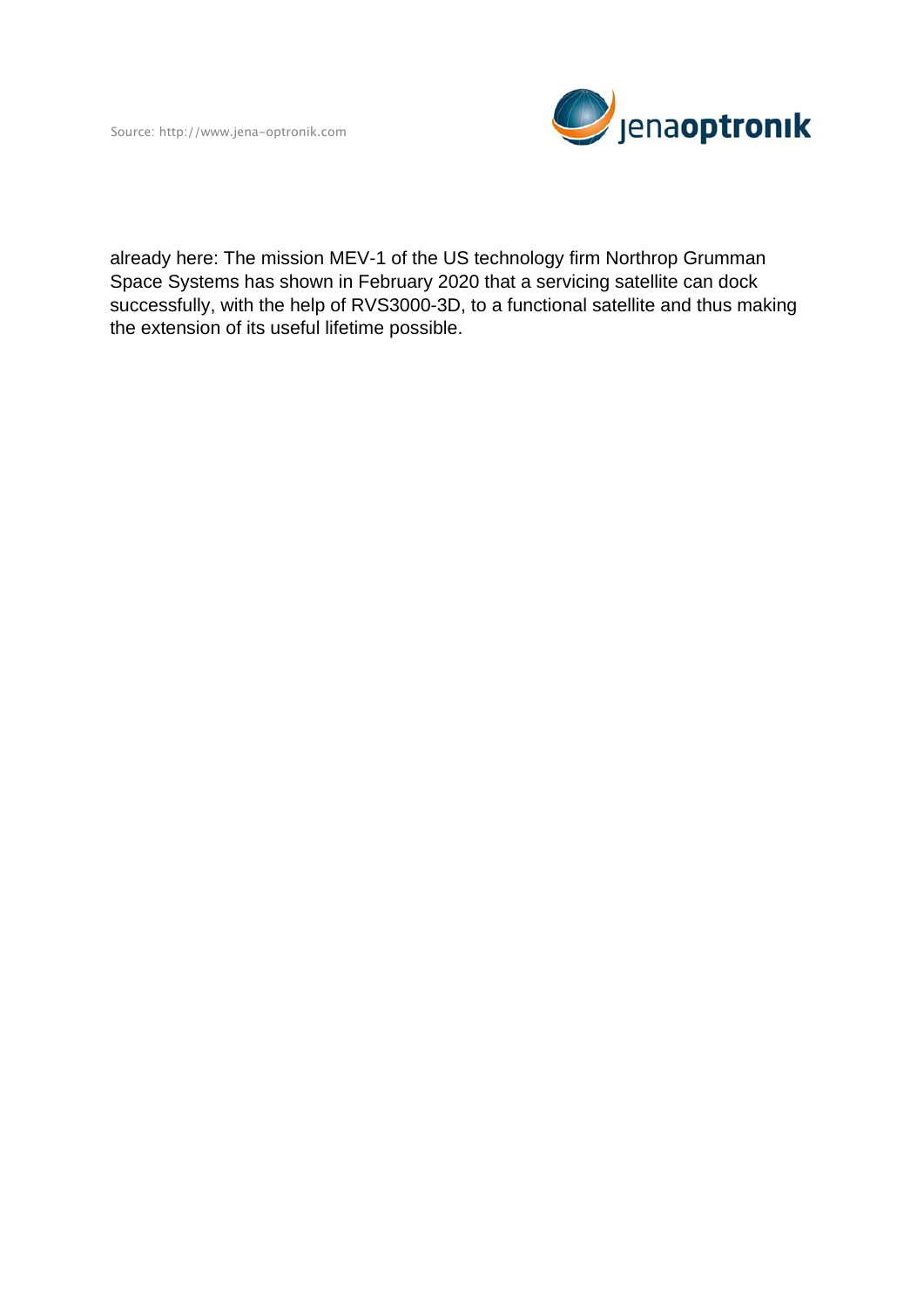already here: The mission MEV-1 of the US technology firm Northrop Grumman Space Systems has shown in February 2020 that a servicing satellite can dock successfully, with the help of RVS3000-3D, to a functional satellite and thus making the extension of its useful lifetime possible.